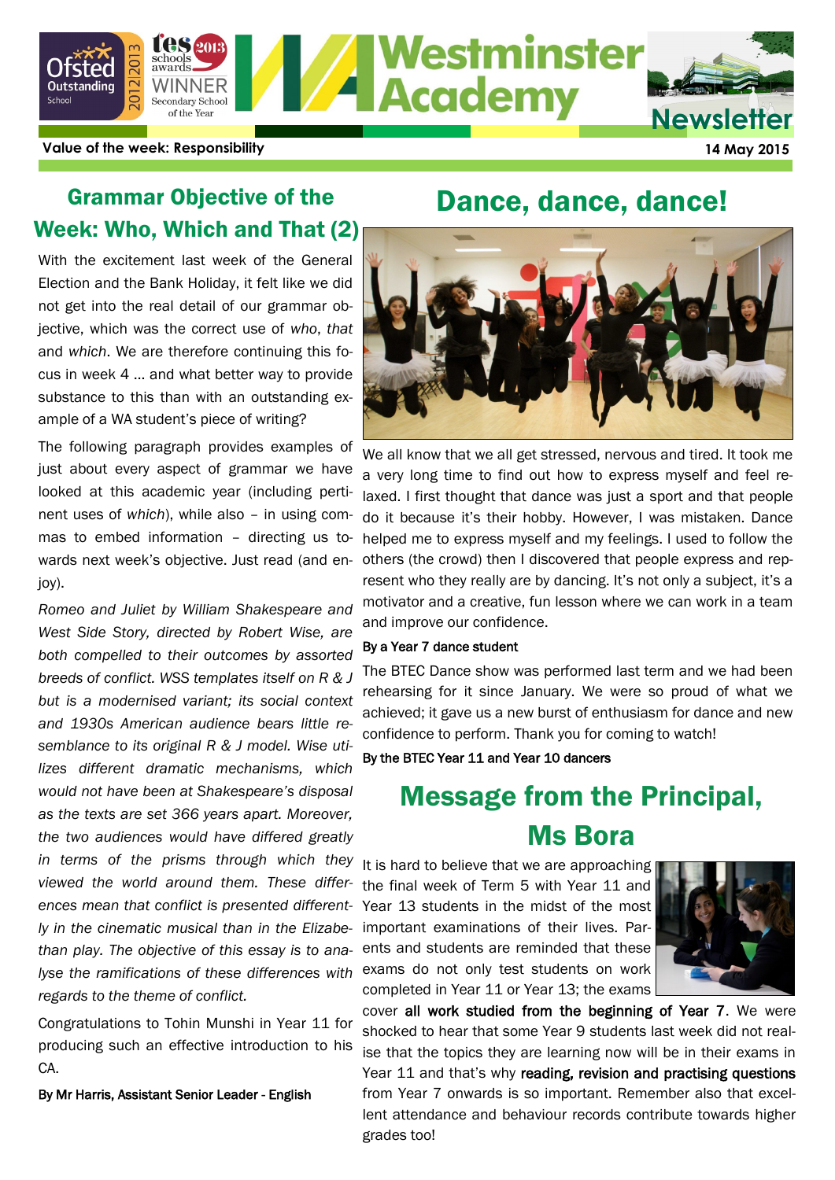# Westminster Academy Newsletter

Value of the week: Responsibility

14 May 2015

## Grammar Objective of the Week: Who, Which and That (2)

With the excitement last week of the General Election and the Bank Holiday, it felt like we did not get into the real detail of our grammar objective, which was the correct use of *who*, *that* and *which*. We are therefore continuing this focus in week 4 … and what better way to provide substance to this than with an outstanding example of a WA student's piece of writing?

The following paragraph provides examples of just about every aspect of grammar we have looked at this academic year (including pertinent uses of *which*), while also – in using commas to embed information – directing us towards next week's objective. Just read (and enjoy).

*Romeo and Juliet by William Shakespeare and West Side Story, directed by Robert Wise, are both compelled to their outcomes by assorted breeds of conflict. WSS templates itself on R & J but is a modernised variant; its social context and 1930s American audience bears little resemblance to its original R & J model. Wise utilizes different dramatic mechanisms, which would not have been at Shakespeare's disposal as the texts are set 366 years apart. Moreover, the two audiences would have differed greatly in terms of the prisms through which they viewed the world around them. These differences mean that conflict is presented differently in the cinematic musical than in the Elizabethan play. The objective of this essay is to analyse the ramifications of these differences with regards to the theme of conflict.*

Congratulations to Tohin Munshi in Year 11 for producing such an effective introduction to his CA.

By Mr Harris, Assistant Senior Leader - English

## Dance, dance, dance!

We all know that we all get stressed, nervous and tired. It took me a very long time to find out how to express myself and feel relaxed. I first thought that dance was just a sport and that people do it because it's their hobby. However, I was mistaken. Dance helped me to express myself and my feelings. I used to follow the others (the crowd) then I discovered that people express and represent who they really are by dancing. It's not only a subject, it's a motivator and a creative, fun lesson where we can work in a team and improve our confidence.

By a Year 7 dance student

The BTEC Dance show was performed last term and we had been rehearsing for it since January. We were so proud of what we achieved; it gave us a new burst of enthusiasm for dance and new confidence to perform. Thank you for coming to watch!

By the BTEC Year 11 and Year 10 dancers

## Message from the Principal, Ms Bora

It is hard to believe that we are approaching the final week of Term 5 with Year 11 and Year 13 students in the midst of the most important examinations of their lives. Parents and students are reminded that these exams do not only test students on work completed in Year 11 or Year 13; the exams cover **all work studied from the beginning of Year 7**. We were shocked to hear that some Year 9 students last week did not realise that the topics they are learning now will be in their exams in Year 11 and that's why **reading, revision and practising questions** from Year 7 onwards is so important. Remember also that excellent attendance and behaviour records contribute towards higher grades too!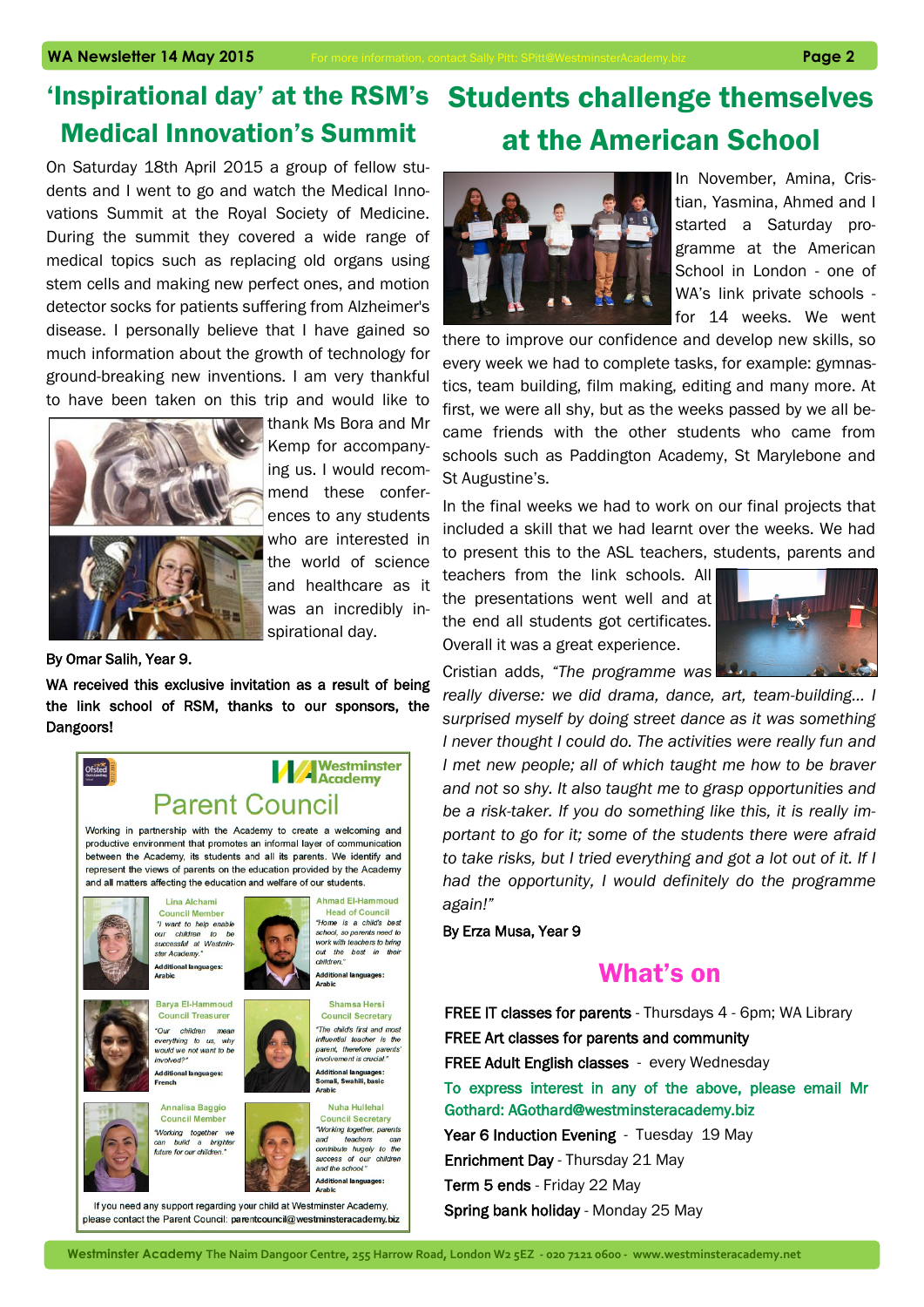## 'Inspirational day' at the RSM's Medical Innovation's Summit

On Saturday 18th April 2015 a group of fellow students and I went to go and watch the Medical Innovations Summit at the Royal Society of Medicine. During the summit they covered a wide range of medical topics such as replacing old organs using stem cells and making new perfect ones, and motion detector socks for patients suffering from Alzheimer's disease. I personally believe that I have gained so much information about the growth of technology for ground-breaking new inventions. I am very thankful to have been taken on this trip and would like to thank Ms Bora and Mr Kemp for accompanying us. I would recommend these conferences to any students who are interested in the world of science and healthcare as it was an incredibly inspirational day.

**By Omar Salih, Year 9.**

**WA received this exclusive invitation as a result of being the link school of RSM, thanks to our sponsors, the Dangoors!**

## Parent Council

Working in partnership with the Academy to create a welcoming and productive environment that promotes an informal layer of communication between the Academy, its students and all its parents. We identify and represent the views of parents on the education provided by the Academy and all matters affecting the education and welfare of our students.

**Lina Alchami** – Council Member
*"I want to help enable our children to be successful at Westminster Academy."*
**Additional languages:** Arabic

**Ahmad El-Hammoud** – Head of Council
*"Home is a child's best school, so parents need to work with teachers to bring out the best in their children."*
**Additional languages:** Arabic

**Barya El-Hammoud** – Council Treasurer
*"Our children mean everything to us, why would we not want to be involved?"*
**Additional languages:** French

**Shamsa Hersi** – Council Secretary
*"The child's first and most influential teacher is the parent, therefore parents' involvement is crucial."*
**Additional languages:** Somali, Swahili, basic Arabic

**Annalisa Baggio** – Council Member
*"Working together we can build a brighter future for our children."*

**Nuha Hullehal** – Council Secretary
*"Working together, parents and teachers can contribute hugely to the success of our children and the school."*
**Additional languages:** Arabic

If you need any support regarding your child at Westminster Academy, please contact the Parent Council: parentcouncil@westminsteracademy.biz

## Students challenge themselves at the American School

In November, Amina, Cristian, Yasmina, Ahmed and I started a Saturday programme at the American School in London - one of WA's link private schools - for 14 weeks. We went there to improve our confidence and develop new skills, so every week we had to complete tasks, for example: gymnastics, team building, film making, editing and many more. At first, we were all shy, but as the weeks passed by we all became friends with the other students who came from schools such as Paddington Academy, St Marylebone and St Augustine's.

In the final weeks we had to work on our final projects that included a skill that we had learnt over the weeks. We had to present this to the ASL teachers, students, parents and teachers from the link schools. All the presentations went well and at the end all students got certificates. Overall it was a great experience.

Cristian adds, *"The programme was really diverse: we did drama, dance, art, team-building... I surprised myself by doing street dance as it was something I never thought I could do. The activities were really fun and I met new people; all of which taught me how to be braver and not so shy. It also taught me to grasp opportunities and be a risk-taker. If you do something like this, it is really important to go for it; some of the students there were afraid to take risks, but I tried everything and got a lot out of it. If I had the opportunity, I would definitely do the programme again!"*

**By Erza Musa, Year 9**

## What's on

**FREE IT classes for parents** - Thursdays 4 - 6pm; WA Library
**FREE Art classes for parents and community**
**FREE Adult English classes** - every Wednesday

To express interest in any of the above, please email Mr Gothard: AGothard@westminsteracademy.biz

**Year 6 Induction Evening** - Tuesday 19 May
**Enrichment Day** - Thursday 21 May
**Term 5 ends** - Friday 22 May
**Spring bank holiday** - Monday 25 May